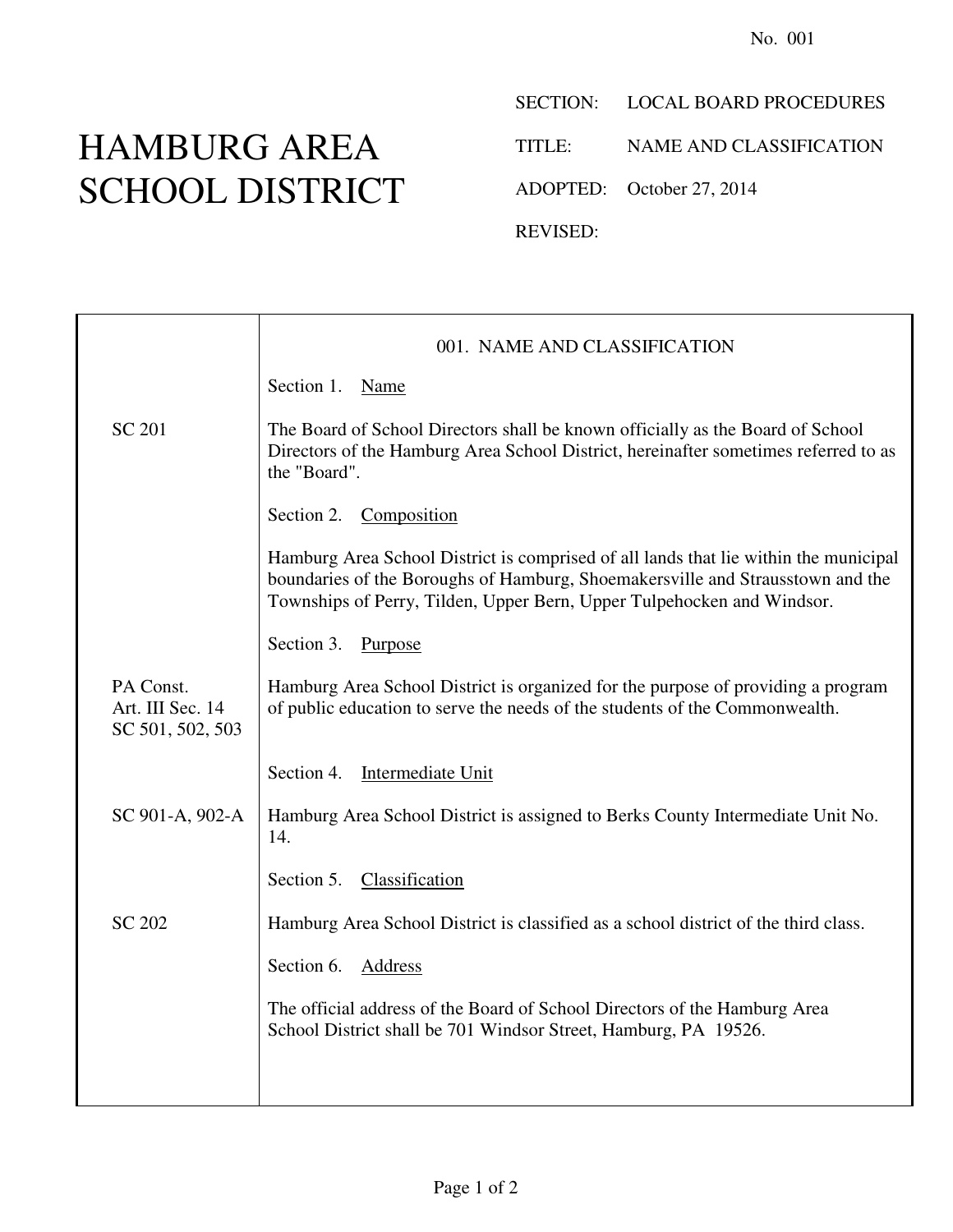No. 001

# HAMBURG AREA SCHOOL DISTRICT

SECTION: LOCAL BOARD PROCEDURES

TITLE: NAME AND CLASSIFICATION

ADOPTED: October 27, 2014

REVISED:

## 001. NAME AND CLASSIFICATION

Section 1. Name

SC 201

The Board of School Directors shall be known officially as the Board of School Directors of the Hamburg Area School District, hereinafter sometimes referred to as the "Board".

Section 2. Composition

Hamburg Area School District is comprised of all lands that lie within the municipal boundaries of the Boroughs of Hamburg, Shoemakersville and Strausstown and the Townships of Perry, Tilden, Upper Bern, Upper Tulpehocken and Windsor.

Section 3. Purpose

PA Const. Art. III Sec. 14
SC 501, 502, 503

Hamburg Area School District is organized for the purpose of providing a program of public education to serve the needs of the students of the Commonwealth.

Section 4. Intermediate Unit

SC 901-A, 902-A

Hamburg Area School District is assigned to Berks County Intermediate Unit No. 14.

Section 5. Classification

SC 202

Hamburg Area School District is classified as a school district of the third class.

Section 6. Address

The official address of the Board of School Directors of the Hamburg Area School District shall be 701 Windsor Street, Hamburg, PA 19526.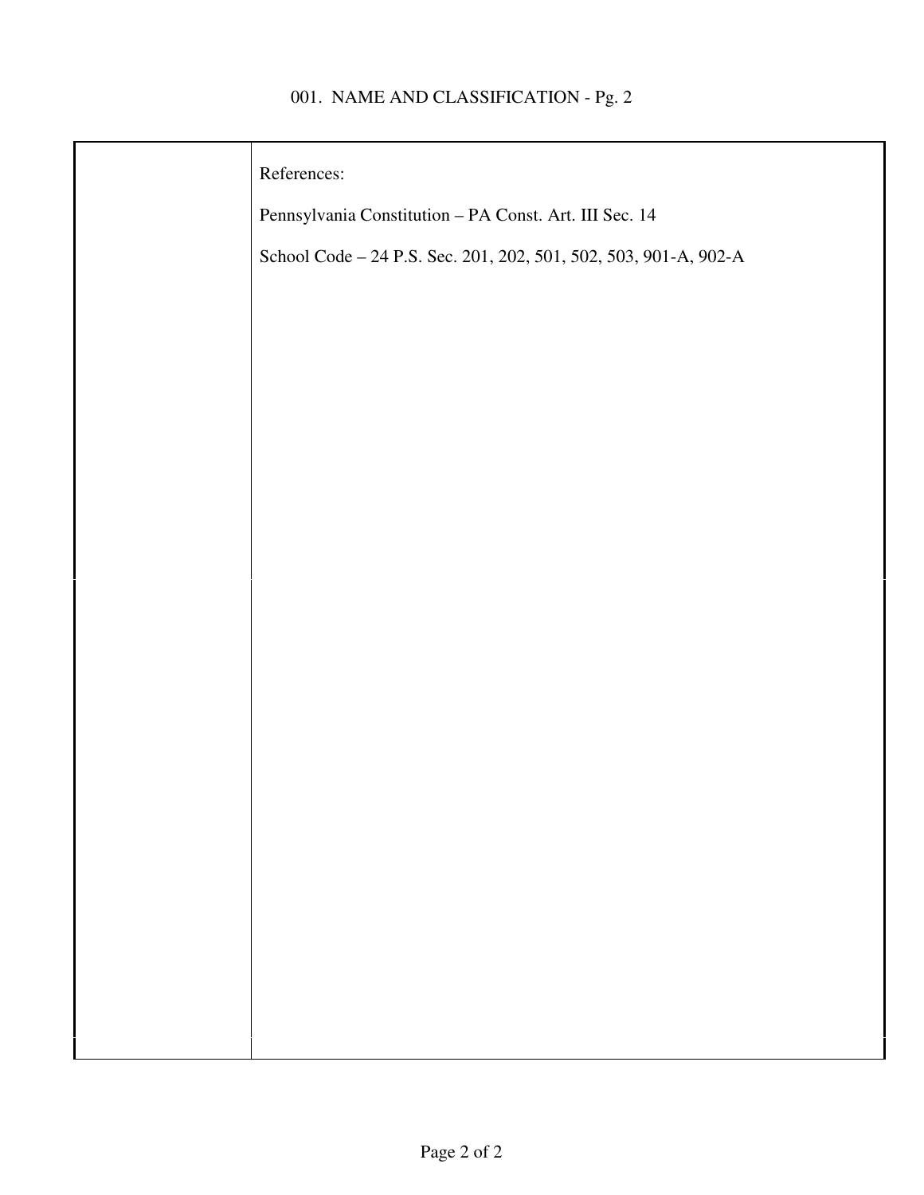References:

Pennsylvania Constitution – PA Const. Art. III Sec. 14

School Code – 24 P.S. Sec. 201, 202, 501, 502, 503, 901-A, 902-A